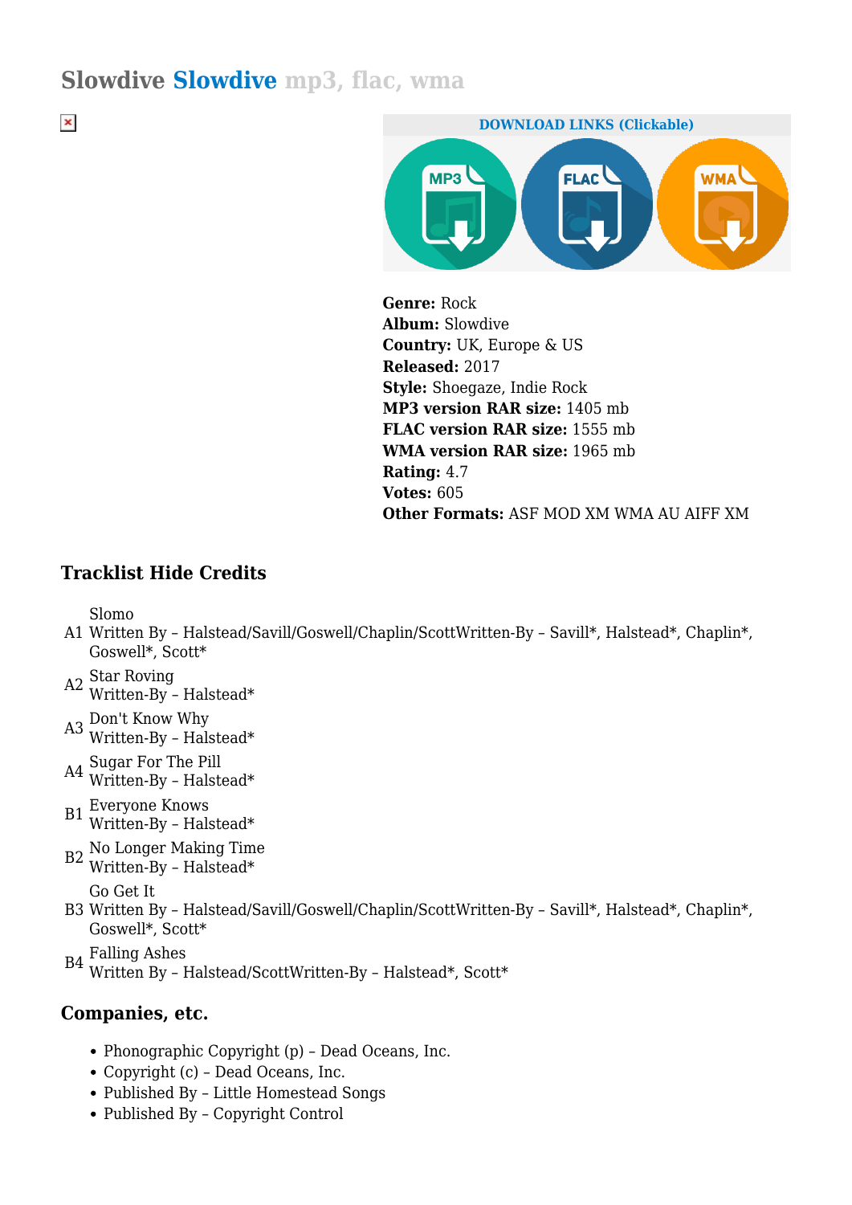# Slowdive Slowdive mp3, flac, wma

**DOWNLOAD LINKS (Clickable)**

**Genre:** Rock
**Album:** Slowdive
**Country:** UK, Europe & US
**Released:** 2017
**Style:** Shoegaze, Indie Rock
**MP3 version RAR size:** 1405 mb
**FLAC version RAR size:** 1555 mb
**WMA version RAR size:** 1965 mb
**Rating:** 4.7
**Votes:** 605
**Other Formats:** ASF MOD XM WMA AU AIFF XM

## Tracklist Hide Credits

| | |
|---|---|
| A1 | Slomo<br>Written By – Halstead/Savill/Goswell/Chaplin/ScottWritten-By – Savill*, Halstead*, Chaplin*, Goswell*, Scott* |
| A2 | Star Roving<br>Written-By – Halstead* |
| A3 | Don't Know Why<br>Written-By – Halstead* |
| A4 | Sugar For The Pill<br>Written-By – Halstead* |
| B1 | Everyone Knows<br>Written-By – Halstead* |
| B2 | No Longer Making Time<br>Written-By – Halstead* |
| B3 | Go Get It<br>Written By – Halstead/Savill/Goswell/Chaplin/ScottWritten-By – Savill*, Halstead*, Chaplin*, Goswell*, Scott* |
| B4 | Falling Ashes<br>Written By – Halstead/ScottWritten-By – Halstead*, Scott* |

## Companies, etc.

- Phonographic Copyright (p) – Dead Oceans, Inc.
- Copyright (c) – Dead Oceans, Inc.
- Published By – Little Homestead Songs
- Published By – Copyright Control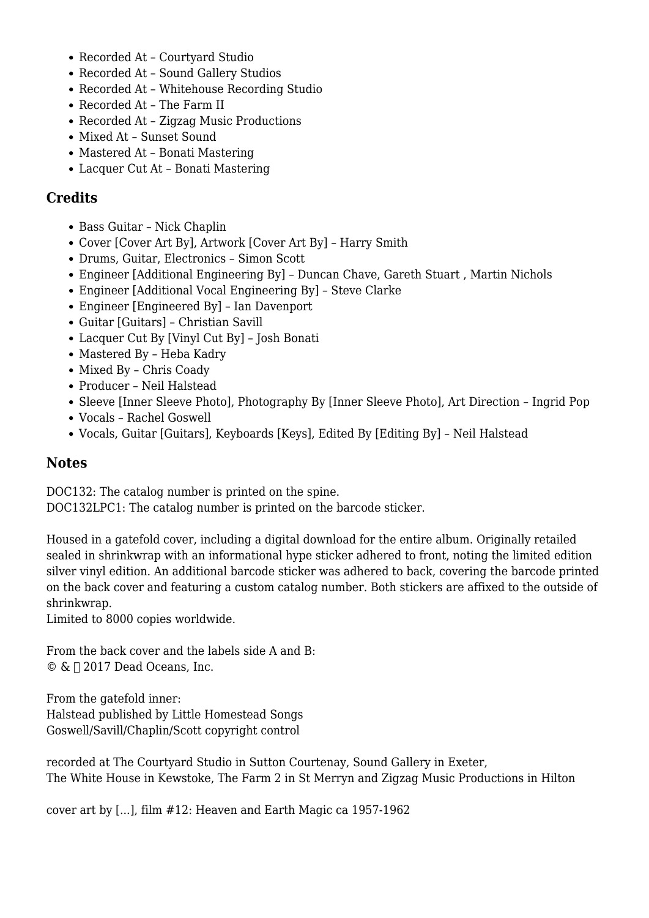- Recorded At – Courtyard Studio
- Recorded At – Sound Gallery Studios
- Recorded At – Whitehouse Recording Studio
- Recorded At – The Farm II
- Recorded At – Zigzag Music Productions
- Mixed At – Sunset Sound
- Mastered At – Bonati Mastering
- Lacquer Cut At – Bonati Mastering

## Credits

- Bass Guitar – Nick Chaplin
- Cover [Cover Art By], Artwork [Cover Art By] – Harry Smith
- Drums, Guitar, Electronics – Simon Scott
- Engineer [Additional Engineering By] – Duncan Chave, Gareth Stuart , Martin Nichols
- Engineer [Additional Vocal Engineering By] – Steve Clarke
- Engineer [Engineered By] – Ian Davenport
- Guitar [Guitars] – Christian Savill
- Lacquer Cut By [Vinyl Cut By] – Josh Bonati
- Mastered By – Heba Kadry
- Mixed By – Chris Coady
- Producer – Neil Halstead
- Sleeve [Inner Sleeve Photo], Photography By [Inner Sleeve Photo], Art Direction – Ingrid Pop
- Vocals – Rachel Goswell
- Vocals, Guitar [Guitars], Keyboards [Keys], Edited By [Editing By] – Neil Halstead

## Notes

DOC132: The catalog number is printed on the spine.
DOC132LPC1: The catalog number is printed on the barcode sticker.

Housed in a gatefold cover, including a digital download for the entire album. Originally retailed sealed in shrinkwrap with an informational hype sticker adhered to front, noting the limited edition silver vinyl edition. An additional barcode sticker was adhered to back, covering the barcode printed on the back cover and featuring a custom catalog number. Both stickers are affixed to the outside of shrinkwrap.
Limited to 8000 copies worldwide.

From the back cover and the labels side A and B:
© & ℗ 2017 Dead Oceans, Inc.

From the gatefold inner:
Halstead published by Little Homestead Songs
Goswell/Savill/Chaplin/Scott copyright control

recorded at The Courtyard Studio in Sutton Courtenay, Sound Gallery in Exeter,
The White House in Kewstoke, The Farm 2 in St Merryn and Zigzag Music Productions in Hilton

cover art by [...], film #12: Heaven and Earth Magic ca 1957-1962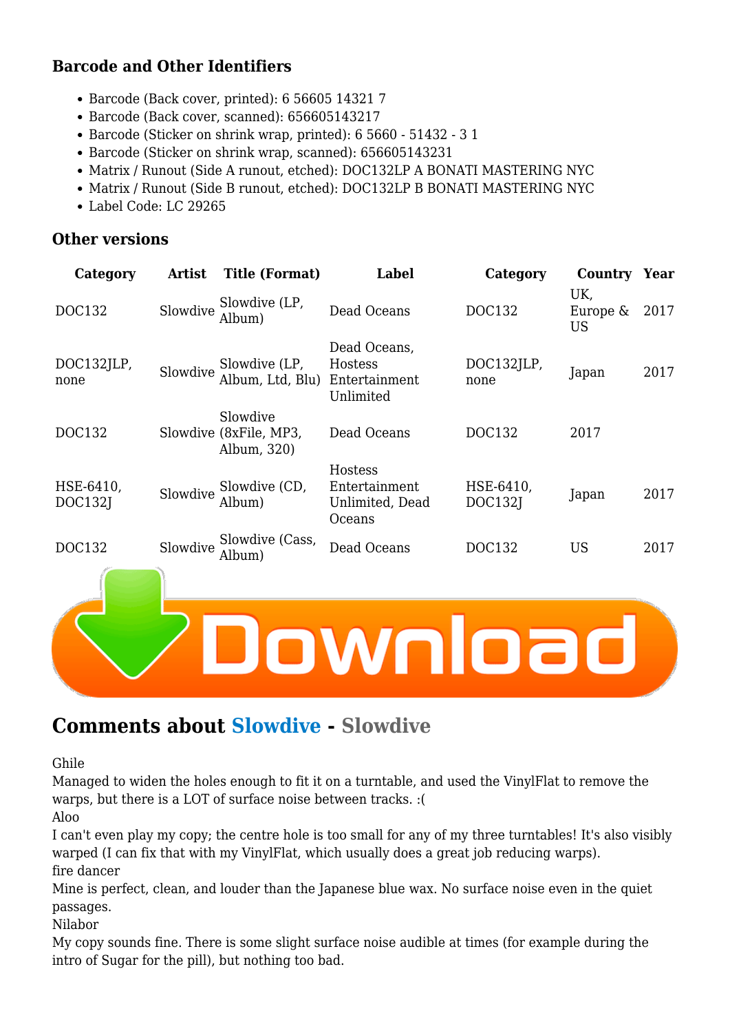### Barcode and Other Identifiers

- Barcode (Back cover, printed): 6 56605 14321 7
- Barcode (Back cover, scanned): 656605143217
- Barcode (Sticker on shrink wrap, printed): 6 5660 - 51432 - 3 1
- Barcode (Sticker on shrink wrap, scanned): 656605143231
- Matrix / Runout (Side A runout, etched): DOC132LP A BONATI MASTERING NYC
- Matrix / Runout (Side B runout, etched): DOC132LP B BONATI MASTERING NYC
- Label Code: LC 29265

### Other versions

| Category | Artist | Title (Format) | Label | Category | Country | Year |
|---|---|---|---|---|---|---|
| DOC132 | Slowdive | Slowdive (LP, Album) | Dead Oceans | DOC132 | UK, Europe & US | 2017 |
| DOC132JLP, none | Slowdive | Slowdive (LP, Album, Ltd, Blu) | Dead Oceans, Hostess Entertainment Unlimited | DOC132JLP, none | Japan | 2017 |
| DOC132 | Slowdive | Slowdive (8xFile, MP3, Album, 320) | Dead Oceans | DOC132 | 2017 | |
| HSE-6410, DOC132J | Slowdive | Slowdive (CD, Album) | Hostess Entertainment Unlimited, Dead Oceans | HSE-6410, DOC132J | Japan | 2017 |
| DOC132 | Slowdive | Slowdive (Cass, Album) | Dead Oceans | DOC132 | US | 2017 |

## Comments about Slowdive - Slowdive

Ghile
Managed to widen the holes enough to fit it on a turntable, and used the VinylFlat to remove the warps, but there is a LOT of surface noise between tracks. :(
Aloo
I can't even play my copy; the centre hole is too small for any of my three turntables! It's also visibly warped (I can fix that with my VinylFlat, which usually does a great job reducing warps).
fire dancer
Mine is perfect, clean, and louder than the Japanese blue wax. No surface noise even in the quiet passages.
Nilabor
My copy sounds fine. There is some slight surface noise audible at times (for example during the intro of Sugar for the pill), but nothing too bad.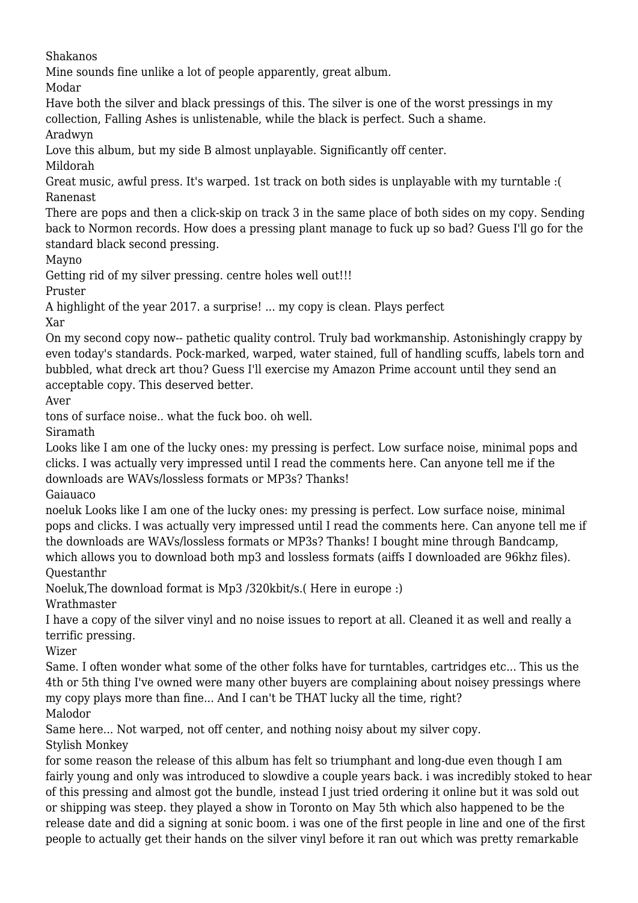Shakanos

Mine sounds fine unlike a lot of people apparently, great album.

Modar

Have both the silver and black pressings of this. The silver is one of the worst pressings in my collection, Falling Ashes is unlistenable, while the black is perfect. Such a shame.

Aradwyn

Love this album, but my side B almost unplayable. Significantly off center.

Mildorah

Great music, awful press. It's warped. 1st track on both sides is unplayable with my turntable :(

Ranenast

There are pops and then a click-skip on track 3 in the same place of both sides on my copy. Sending back to Normon records. How does a pressing plant manage to fuck up so bad? Guess I'll go for the standard black second pressing.

Mayno

Getting rid of my silver pressing. centre holes well out!!!

Pruster

A highlight of the year 2017. a surprise! ... my copy is clean. Plays perfect

Xar

On my second copy now-- pathetic quality control. Truly bad workmanship. Astonishingly crappy by even today's standards. Pock-marked, warped, water stained, full of handling scuffs, labels torn and bubbled, what dreck art thou? Guess I'll exercise my Amazon Prime account until they send an acceptable copy. This deserved better.

Aver

tons of surface noise.. what the fuck boo. oh well.

Siramath

Looks like I am one of the lucky ones: my pressing is perfect. Low surface noise, minimal pops and clicks. I was actually very impressed until I read the comments here. Can anyone tell me if the downloads are WAVs/lossless formats or MP3s? Thanks!

Gaiauaco

noeluk Looks like I am one of the lucky ones: my pressing is perfect. Low surface noise, minimal pops and clicks. I was actually very impressed until I read the comments here. Can anyone tell me if the downloads are WAVs/lossless formats or MP3s? Thanks! I bought mine through Bandcamp, which allows you to download both mp3 and lossless formats (aiffs I downloaded are 96khz files).

Questanthr

Noeluk,The download format is Mp3 /320kbit/s.( Here in europe :)

Wrathmaster

I have a copy of the silver vinyl and no noise issues to report at all. Cleaned it as well and really a terrific pressing.

Wizer

Same. I often wonder what some of the other folks have for turntables, cartridges etc... This us the 4th or 5th thing I've owned were many other buyers are complaining about noisey pressings where my copy plays more than fine... And I can't be THAT lucky all the time, right?

Malodor

Same here... Not warped, not off center, and nothing noisy about my silver copy.

Stylish Monkey

for some reason the release of this album has felt so triumphant and long-due even though I am fairly young and only was introduced to slowdive a couple years back. i was incredibly stoked to hear of this pressing and almost got the bundle, instead I just tried ordering it online but it was sold out or shipping was steep. they played a show in Toronto on May 5th which also happened to be the release date and did a signing at sonic boom. i was one of the first people in line and one of the first people to actually get their hands on the silver vinyl before it ran out which was pretty remarkable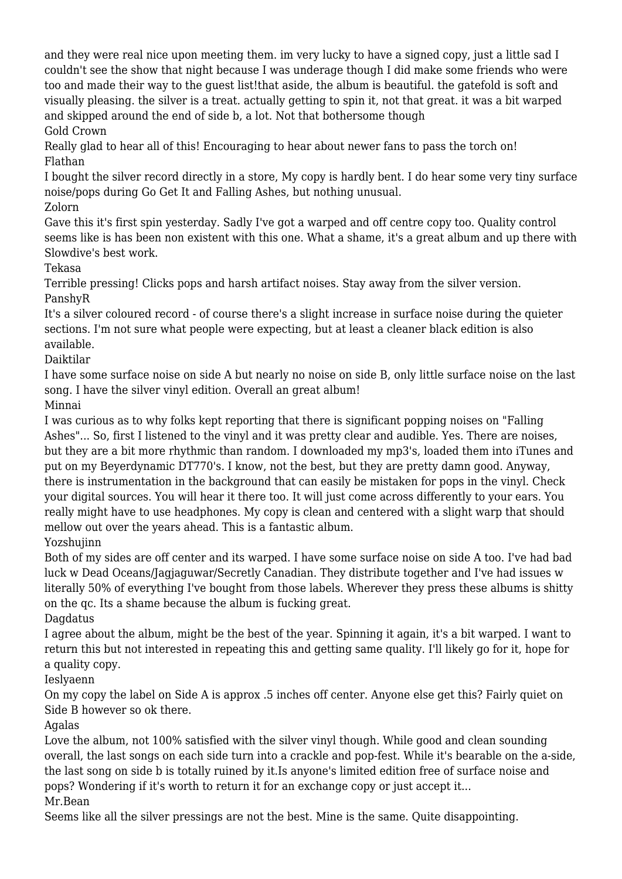and they were real nice upon meeting them. im very lucky to have a signed copy, just a little sad I couldn't see the show that night because I was underage though I did make some friends who were too and made their way to the guest list!that aside, the album is beautiful. the gatefold is soft and visually pleasing. the silver is a treat. actually getting to spin it, not that great. it was a bit warped and skipped around the end of side b, a lot. Not that bothersome though

Gold Crown

Really glad to hear all of this! Encouraging to hear about newer fans to pass the torch on!

Flathan

I bought the silver record directly in a store, My copy is hardly bent. I do hear some very tiny surface noise/pops during Go Get It and Falling Ashes, but nothing unusual.

Zolorn

Gave this it's first spin yesterday. Sadly I've got a warped and off centre copy too. Quality control seems like is has been non existent with this one. What a shame, it's a great album and up there with Slowdive's best work.

Tekasa

Terrible pressing! Clicks pops and harsh artifact noises. Stay away from the silver version.

PanshyR

It's a silver coloured record - of course there's a slight increase in surface noise during the quieter sections. I'm not sure what people were expecting, but at least a cleaner black edition is also available.

Daiktilar

I have some surface noise on side A but nearly no noise on side B, only little surface noise on the last song. I have the silver vinyl edition. Overall an great album!

Minnai

I was curious as to why folks kept reporting that there is significant popping noises on "Falling Ashes"... So, first I listened to the vinyl and it was pretty clear and audible. Yes. There are noises, but they are a bit more rhythmic than random. I downloaded my mp3's, loaded them into iTunes and put on my Beyerdynamic DT770's. I know, not the best, but they are pretty damn good. Anyway, there is instrumentation in the background that can easily be mistaken for pops in the vinyl. Check your digital sources. You will hear it there too. It will just come across differently to your ears. You really might have to use headphones. My copy is clean and centered with a slight warp that should mellow out over the years ahead. This is a fantastic album.

Yozshujinn

Both of my sides are off center and its warped. I have some surface noise on side A too. I've had bad luck w Dead Oceans/Jagjaguwar/Secretly Canadian. They distribute together and I've had issues w literally 50% of everything I've bought from those labels. Wherever they press these albums is shitty on the qc. Its a shame because the album is fucking great.

Dagdatus

I agree about the album, might be the best of the year. Spinning it again, it's a bit warped. I want to return this but not interested in repeating this and getting same quality. I'll likely go for it, hope for a quality copy.

Ieslyaenn

On my copy the label on Side A is approx .5 inches off center. Anyone else get this? Fairly quiet on Side B however so ok there.

Agalas

Love the album, not 100% satisfied with the silver vinyl though. While good and clean sounding overall, the last songs on each side turn into a crackle and pop-fest. While it's bearable on the a-side, the last song on side b is totally ruined by it.Is anyone's limited edition free of surface noise and pops? Wondering if it's worth to return it for an exchange copy or just accept it...

Mr.Bean

Seems like all the silver pressings are not the best. Mine is the same. Quite disappointing.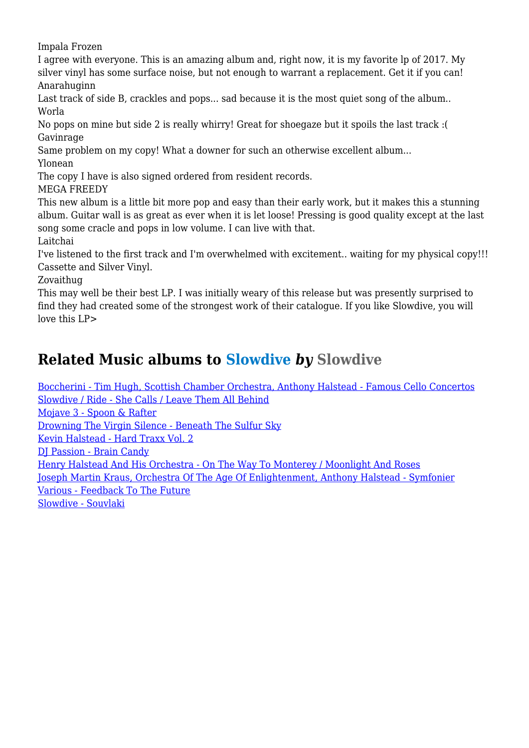Impala Frozen

I agree with everyone. This is an amazing album and, right now, it is my favorite lp of 2017. My silver vinyl has some surface noise, but not enough to warrant a replacement. Get it if you can!

Anarahuginn

Last track of side B, crackles and pops... sad because it is the most quiet song of the album..

Worla

No pops on mine but side 2 is really whirry! Great for shoegaze but it spoils the last track :(

Gavinrage

Same problem on my copy! What a downer for such an otherwise excellent album...

Ylonean

The copy I have is also signed ordered from resident records.

MEGA FREEDY

This new album is a little bit more pop and easy than their early work, but it makes this a stunning album. Guitar wall is as great as ever when it is let loose! Pressing is good quality except at the last song some cracle and pops in low volume. I can live with that.

Laitchai

I've listened to the first track and I'm overwhelmed with excitement.. waiting for my physical copy!!! Cassette and Silver Vinyl.

Zovaithug

This may well be their best LP. I was initially weary of this release but was presently surprised to find they had created some of the strongest work of their catalogue. If you like Slowdive, you will love this LP>

## Related Music albums to Slowdive *by* Slowdive

- Boccherini - Tim Hugh, Scottish Chamber Orchestra, Anthony Halstead - Famous Cello Concertos
- Slowdive / Ride - She Calls / Leave Them All Behind
- Mojave 3 - Spoon & Rafter
- Drowning The Virgin Silence - Beneath The Sulfur Sky
- Kevin Halstead - Hard Traxx Vol. 2
- DJ Passion - Brain Candy
- Henry Halstead And His Orchestra - On The Way To Monterey / Moonlight And Roses
- Joseph Martin Kraus, Orchestra Of The Age Of Enlightenment, Anthony Halstead - Symfonier
- Various - Feedback To The Future
- Slowdive - Souvlaki